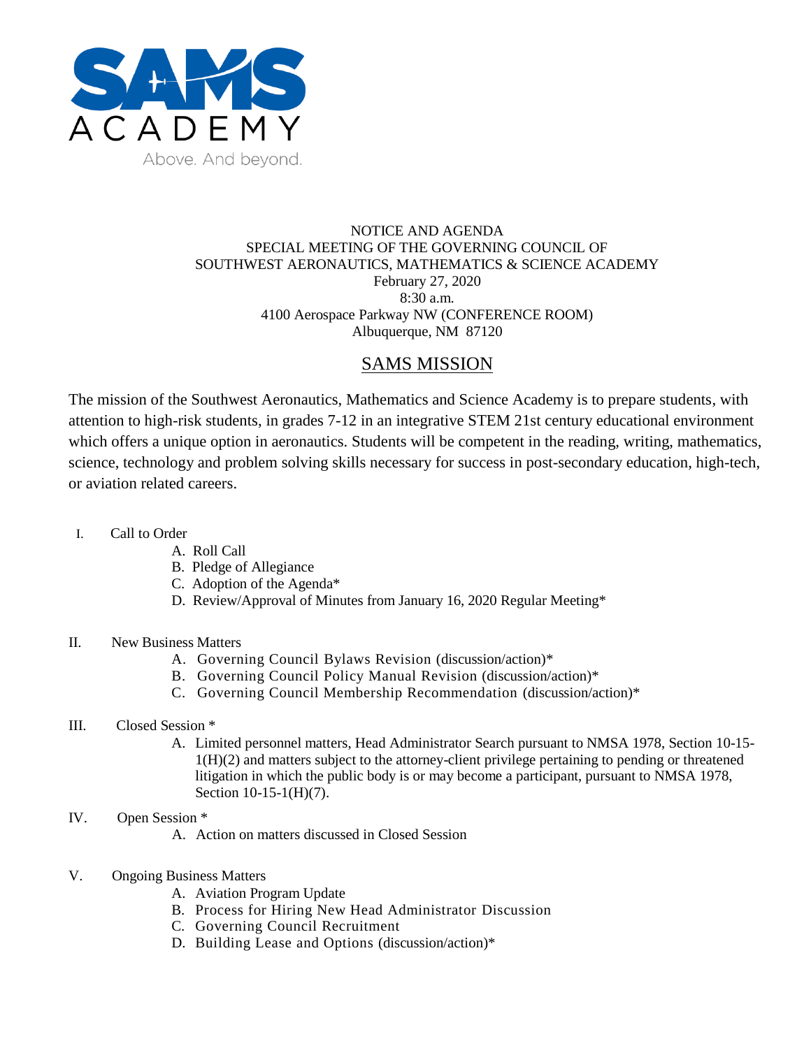SAMS ACADEMY

Above. And beyond.

NOTICE AND AGENDA
SPECIAL MEETING OF THE GOVERNING COUNCIL OF
SOUTHWEST AERONAUTICS, MATHEMATICS & SCIENCE ACADEMY
February 27, 2020
8:30 a.m.
4100 Aerospace Parkway NW (CONFERENCE ROOM)
Albuquerque, NM 87120

## SAMS MISSION

The mission of the Southwest Aeronautics, Mathematics and Science Academy is to prepare students, with attention to high-risk students, in grades 7-12 in an integrative STEM 21st century educational environment which offers a unique option in aeronautics. Students will be competent in the reading, writing, mathematics, science, technology and problem solving skills necessary for success in post-secondary education, high-tech, or aviation related careers.

I. Call to Order
   - A. Roll Call
   - B. Pledge of Allegiance
   - C. Adoption of the Agenda*
   - D. Review/Approval of Minutes from January 16, 2020 Regular Meeting*

II. New Business Matters
   - A. Governing Council Bylaws Revision (discussion/action)*
   - B. Governing Council Policy Manual Revision (discussion/action)*
   - C. Governing Council Membership Recommendation (discussion/action)*

III. Closed Session *
   - A. Limited personnel matters, Head Administrator Search pursuant to NMSA 1978, Section 10-15-1(H)(2) and matters subject to the attorney-client privilege pertaining to pending or threatened litigation in which the public body is or may become a participant, pursuant to NMSA 1978, Section 10-15-1(H)(7).

IV. Open Session *
   - A. Action on matters discussed in Closed Session

V. Ongoing Business Matters
   - A. Aviation Program Update
   - B. Process for Hiring New Head Administrator Discussion
   - C. Governing Council Recruitment
   - D. Building Lease and Options (discussion/action)*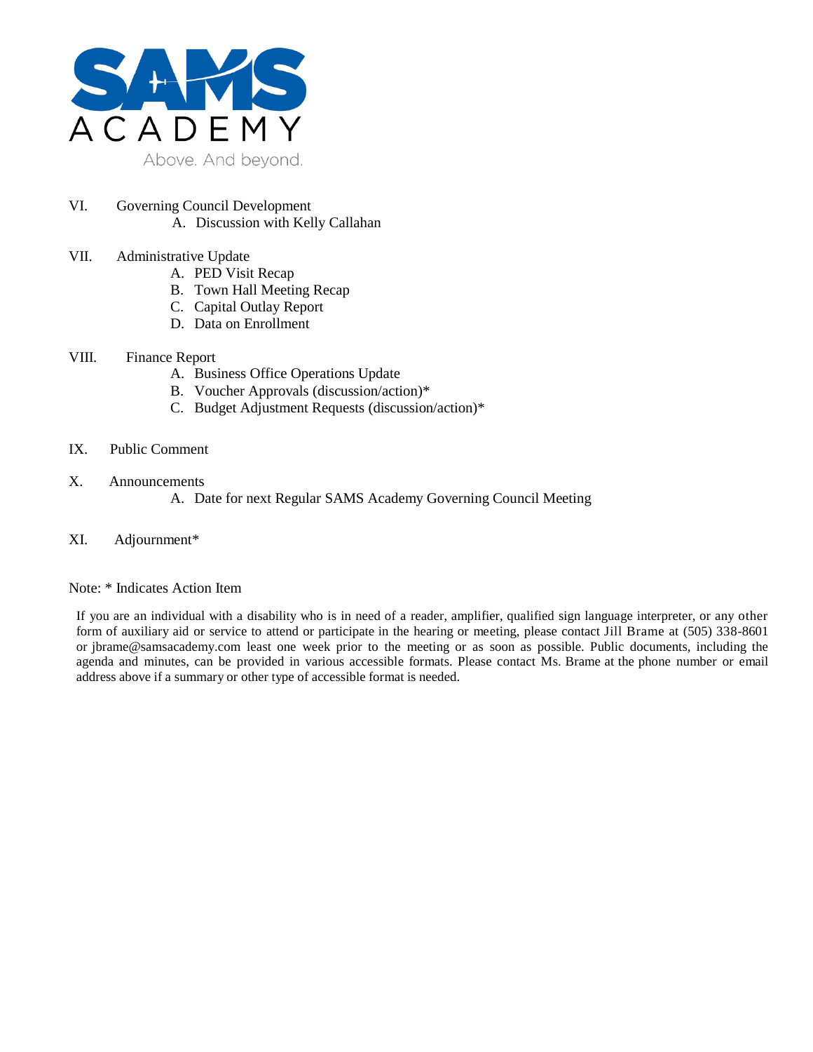VI. Governing Council Development
   A. Discussion with Kelly Callahan

VII. Administrative Update
   A. PED Visit Recap
   B. Town Hall Meeting Recap
   C. Capital Outlay Report
   D. Data on Enrollment

VIII. Finance Report
   A. Business Office Operations Update
   B. Voucher Approvals (discussion/action)*
   C. Budget Adjustment Requests (discussion/action)*

IX. Public Comment

X. Announcements
   A. Date for next Regular SAMS Academy Governing Council Meeting

XI. Adjournment*

Note: * Indicates Action Item

If you are an individual with a disability who is in need of a reader, amplifier, qualified sign language interpreter, or any other form of auxiliary aid or service to attend or participate in the hearing or meeting, please contact Jill Brame at (505) 338-8601 or jbrame@samsacademy.com least one week prior to the meeting or as soon as possible. Public documents, including the agenda and minutes, can be provided in various accessible formats. Please contact Ms. Brame at the phone number or email address above if a summary or other type of accessible format is needed.